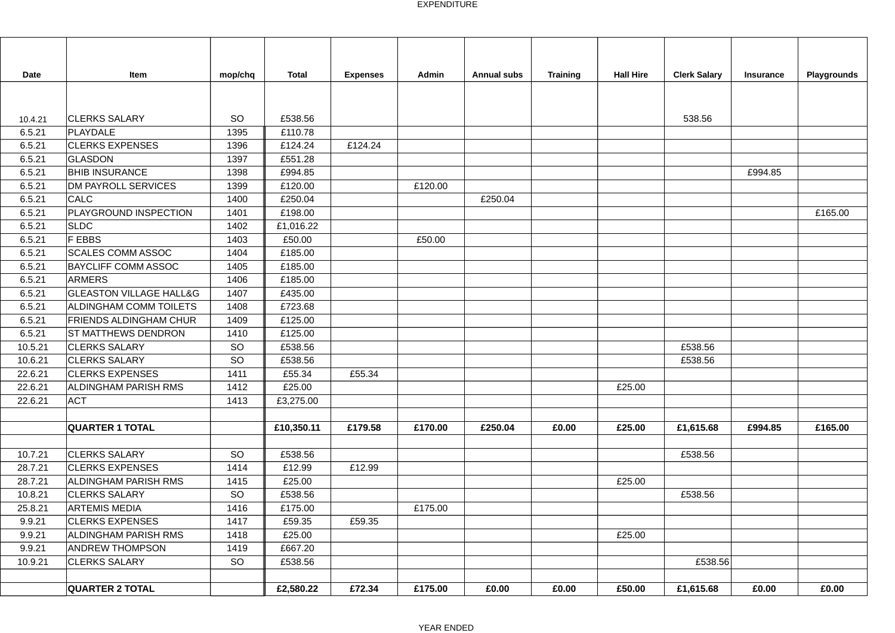EXPENDITURE

| Date | Item | mop/chq | Total | Expenses | Admin | Annual subs | Training | Hall Hire | Clerk Salary | Insurance | Playgrounds |
|---|---|---|---|---|---|---|---|---|---|---|---|
| 10.4.21 | CLERKS SALARY | SO | £538.56 | | | | | | 538.56 | | |
| 6.5.21 | PLAYDALE | 1395 | £110.78 | | | | | | | | |
| 6.5.21 | CLERKS EXPENSES | 1396 | £124.24 | £124.24 | | | | | | | |
| 6.5.21 | GLASDON | 1397 | £551.28 | | | | | | | | |
| 6.5.21 | BHIB INSURANCE | 1398 | £994.85 | | | | | | | £994.85 | |
| 6.5.21 | DM PAYROLL SERVICES | 1399 | £120.00 | | £120.00 | | | | | | |
| 6.5.21 | CALC | 1400 | £250.04 | | | £250.04 | | | | | |
| 6.5.21 | PLAYGROUND INSPECTION | 1401 | £198.00 | | | | | | | | £165.00 |
| 6.5.21 | SLDC | 1402 | £1,016.22 | | | | | | | | |
| 6.5.21 | F EBBS | 1403 | £50.00 | | £50.00 | | | | | | |
| 6.5.21 | SCALES COMM ASSOC | 1404 | £185.00 | | | | | | | | |
| 6.5.21 | BAYCLIFF COMM ASSOC | 1405 | £185.00 | | | | | | | | |
| 6.5.21 | ARMERS | 1406 | £185.00 | | | | | | | | |
| 6.5.21 | GLEASTON VILLAGE HALL&G | 1407 | £435.00 | | | | | | | | |
| 6.5.21 | ALDINGHAM COMM TOILETS | 1408 | £723.68 | | | | | | | | |
| 6.5.21 | FRIENDS ALDINGHAM CHUR | 1409 | £125.00 | | | | | | | | |
| 6.5.21 | ST MATTHEWS DENDRON | 1410 | £125.00 | | | | | | | | |
| 10.5.21 | CLERKS SALARY | SO | £538.56 | | | | | | £538.56 | | |
| 10.6.21 | CLERKS SALARY | SO | £538.56 | | | | | | £538.56 | | |
| 22.6.21 | CLERKS EXPENSES | 1411 | £55.34 | £55.34 | | | | | | | |
| 22.6.21 | ALDINGHAM PARISH RMS | 1412 | £25.00 | | | | | £25.00 | | | |
| 22.6.21 | ACT | 1413 | £3,275.00 | | | | | | | | |
| | | | | | | | | | | | |
| | **QUARTER 1 TOTAL** | | **£10,350.11** | **£179.58** | **£170.00** | **£250.04** | **£0.00** | **£25.00** | **£1,615.68** | **£994.85** | **£165.00** |
| | | | | | | | | | | | |
| 10.7.21 | CLERKS SALARY | SO | £538.56 | | | | | | £538.56 | | |
| 28.7.21 | CLERKS EXPENSES | 1414 | £12.99 | £12.99 | | | | | | | |
| 28.7.21 | ALDINGHAM PARISH RMS | 1415 | £25.00 | | | | | £25.00 | | | |
| 10.8.21 | CLERKS SALARY | SO | £538.56 | | | | | | £538.56 | | |
| 25.8.21 | ARTEMIS MEDIA | 1416 | £175.00 | | £175.00 | | | | | | |
| 9.9.21 | CLERKS EXPENSES | 1417 | £59.35 | £59.35 | | | | | | | |
| 9.9.21 | ALDINGHAM PARISH RMS | 1418 | £25.00 | | | | | £25.00 | | | |
| 9.9.21 | ANDREW THOMPSON | 1419 | £667.20 | | | | | | | | |
| 10.9.21 | CLERKS SALARY | SO | £538.56 | | | | | | £538.56 | | |
| | | | | | | | | | | | |
| | **QUARTER 2 TOTAL** | | **£2,580.22** | **£72.34** | **£175.00** | **£0.00** | **£0.00** | **£50.00** | **£1,615.68** | **£0.00** | **£0.00** |

YEAR ENDED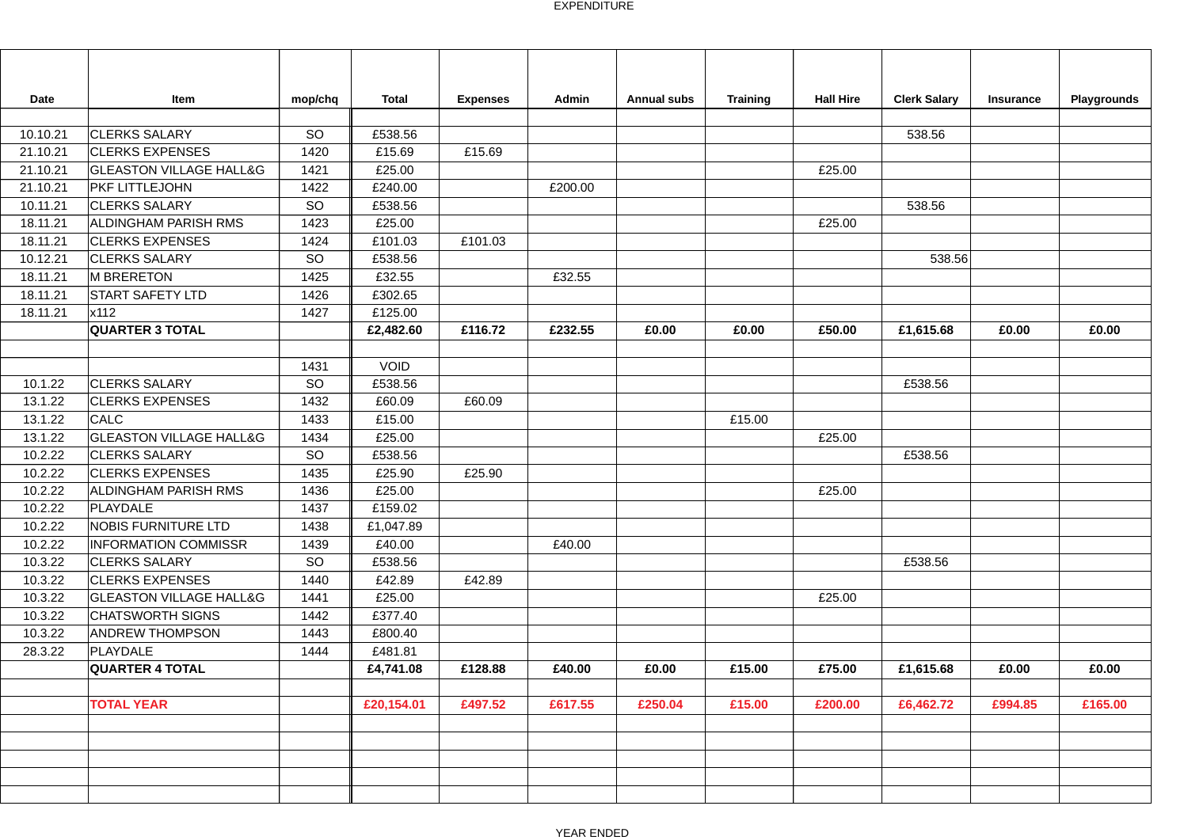EXPENDITURE

| Date | Item | mop/chq | Total | Expenses | Admin | Annual subs | Training | Hall Hire | Clerk Salary | Insurance | Playgrounds |
|---|---|---|---|---|---|---|---|---|---|---|---|
| | | | | | | | | | | | |
| 10.10.21 | CLERKS SALARY | SO | £538.56 | | | | | | 538.56 | | |
| 21.10.21 | CLERKS EXPENSES | 1420 | £15.69 | £15.69 | | | | | | | |
| 21.10.21 | GLEASTON VILLAGE HALL&G | 1421 | £25.00 | | | | | £25.00 | | | |
| 21.10.21 | PKF LITTLEJOHN | 1422 | £240.00 | | £200.00 | | | | | | |
| 10.11.21 | CLERKS SALARY | SO | £538.56 | | | | | | 538.56 | | |
| 18.11.21 | ALDINGHAM PARISH RMS | 1423 | £25.00 | | | | | £25.00 | | | |
| 18.11.21 | CLERKS EXPENSES | 1424 | £101.03 | £101.03 | | | | | | | |
| 10.12.21 | CLERKS SALARY | SO | £538.56 | | | | | | 538.56 | | |
| 18.11.21 | M BRERETON | 1425 | £32.55 | | £32.55 | | | | | | |
| 18.11.21 | START SAFETY LTD | 1426 | £302.65 | | | | | | | | |
| 18.11.21 | x112 | 1427 | £125.00 | | | | | | | | |
| | **QUARTER 3 TOTAL** | | **£2,482.60** | **£116.72** | **£232.55** | **£0.00** | **£0.00** | **£50.00** | **£1,615.68** | **£0.00** | **£0.00** |
| | | | | | | | | | | | |
| | | 1431 | VOID | | | | | | | | |
| 10.1.22 | CLERKS SALARY | SO | £538.56 | | | | | | £538.56 | | |
| 13.1.22 | CLERKS EXPENSES | 1432 | £60.09 | £60.09 | | | | | | | |
| 13.1.22 | CALC | 1433 | £15.00 | | | | £15.00 | | | | |
| 13.1.22 | GLEASTON VILLAGE HALL&G | 1434 | £25.00 | | | | | £25.00 | | | |
| 10.2.22 | CLERKS SALARY | SO | £538.56 | | | | | | £538.56 | | |
| 10.2.22 | CLERKS EXPENSES | 1435 | £25.90 | £25.90 | | | | | | | |
| 10.2.22 | ALDINGHAM PARISH RMS | 1436 | £25.00 | | | | | £25.00 | | | |
| 10.2.22 | PLAYDALE | 1437 | £159.02 | | | | | | | | |
| 10.2.22 | NOBIS FURNITURE LTD | 1438 | £1,047.89 | | | | | | | | |
| 10.2.22 | INFORMATION COMMISSR | 1439 | £40.00 | | £40.00 | | | | | | |
| 10.3.22 | CLERKS SALARY | SO | £538.56 | | | | | | £538.56 | | |
| 10.3.22 | CLERKS EXPENSES | 1440 | £42.89 | £42.89 | | | | | | | |
| 10.3.22 | GLEASTON VILLAGE HALL&G | 1441 | £25.00 | | | | | £25.00 | | | |
| 10.3.22 | CHATSWORTH SIGNS | 1442 | £377.40 | | | | | | | | |
| 10.3.22 | ANDREW THOMPSON | 1443 | £800.40 | | | | | | | | |
| 28.3.22 | PLAYDALE | 1444 | £481.81 | | | | | | | | |
| | **QUARTER 4 TOTAL** | | **£4,741.08** | **£128.88** | **£40.00** | **£0.00** | **£15.00** | **£75.00** | **£1,615.68** | **£0.00** | **£0.00** |
| | | | | | | | | | | | |
| | **TOTAL YEAR** | | **£20,154.01** | **£497.52** | **£617.55** | **£250.04** | **£15.00** | **£200.00** | **£6,462.72** | **£994.85** | **£165.00** |

YEAR ENDED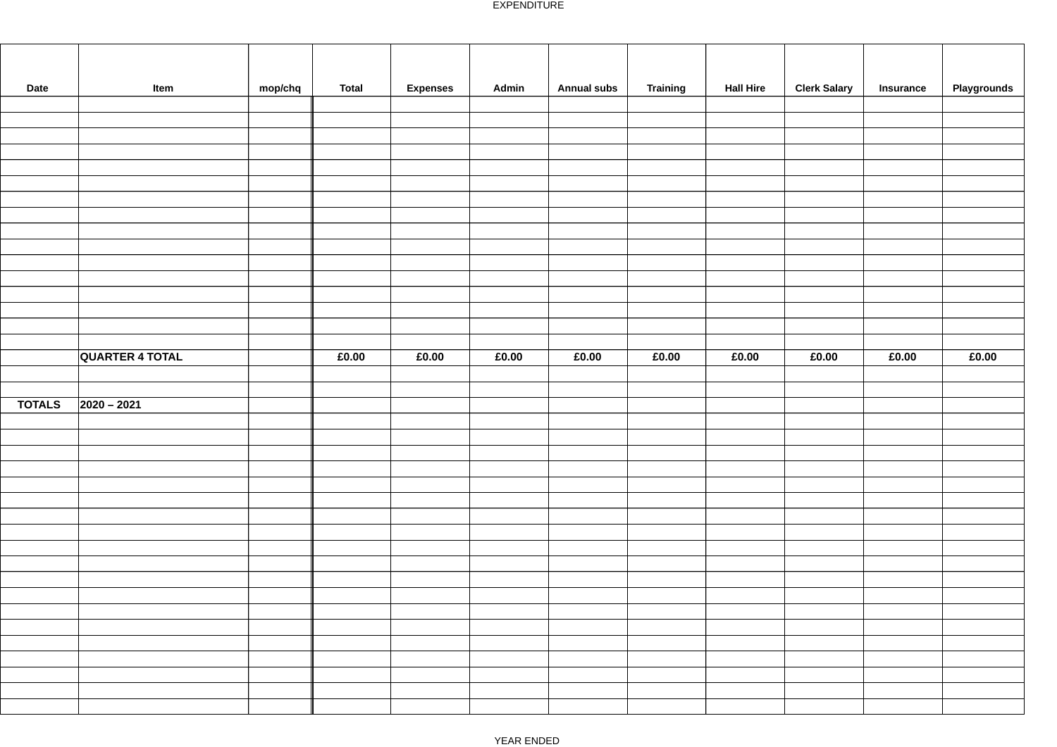EXPENDITURE

| Date | Item | mop/chq | Total | Expenses | Admin | Annual subs | Training | Hall Hire | Clerk Salary | Insurance | Playgrounds |
|---|---|---|---|---|---|---|---|---|---|---|---|
| | | | | | | | | | | | |
| | | | | | | | | | | | |
| | | | | | | | | | | | |
| | | | | | | | | | | | |
| | | | | | | | | | | | |
| | | | | | | | | | | | |
| | | | | | | | | | | | |
| | | | | | | | | | | | |
| | | | | | | | | | | | |
| | | | | | | | | | | | |
| | | | | | | | | | | | |
| | | | | | | | | | | | |
| | | | | | | | | | | | |
| | | | | | | | | | | | |
| | | | | | | | | | | | |
| | | | | | | | | | | | |
| | **QUARTER 4 TOTAL** | | **£0.00** | **£0.00** | **£0.00** | **£0.00** | **£0.00** | **£0.00** | **£0.00** | **£0.00** | **£0.00** |
| | | | | | | | | | | | |
| | | | | | | | | | | | |
| **TOTALS** | **2020 – 2021** | | | | | | | | | | |
| | | | | | | | | | | | |
| | | | | | | | | | | | |
| | | | | | | | | | | | |
| | | | | | | | | | | | |
| | | | | | | | | | | | |
| | | | | | | | | | | | |
| | | | | | | | | | | | |
| | | | | | | | | | | | |
| | | | | | | | | | | | |
| | | | | | | | | | | | |
| | | | | | | | | | | | |
| | | | | | | | | | | | |
| | | | | | | | | | | | |
| | | | | | | | | | | | |
| | | | | | | | | | | | |
| | | | | | | | | | | | |
| | | | | | | | | | | | |
| | | | | | | | | | | | |
| | | | | | | | | | | | |

YEAR ENDED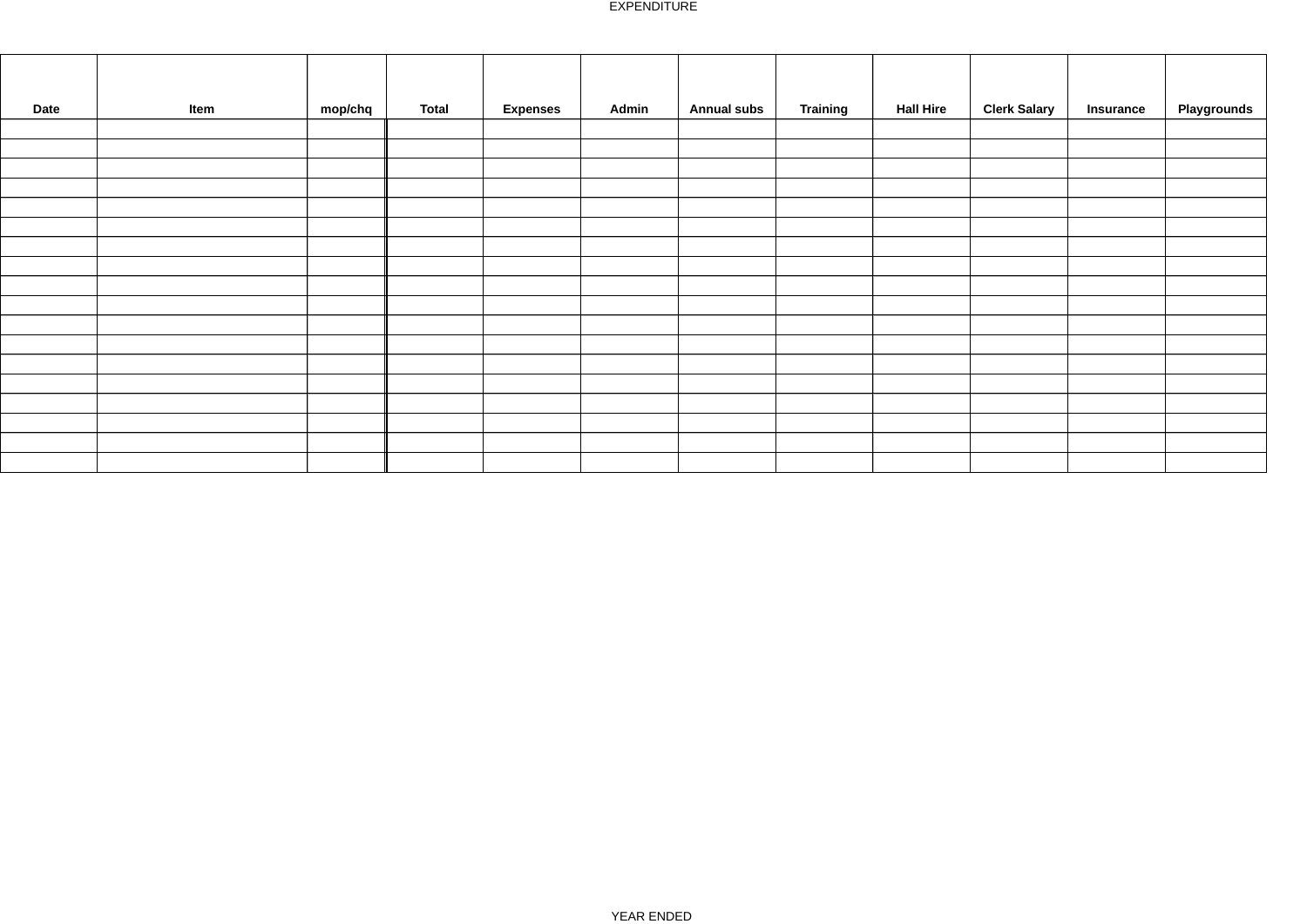EXPENDITURE

| Date | Item | mop/chq | Total | Expenses | Admin | Annual subs | Training | Hall Hire | Clerk Salary | Insurance | Playgrounds |
| --- | --- | --- | --- | --- | --- | --- | --- | --- | --- | --- | --- |
| | | | | | | | | | | | |
| | | | | | | | | | | | |
| | | | | | | | | | | | |
| | | | | | | | | | | | |
| | | | | | | | | | | | |
| | | | | | | | | | | | |
| | | | | | | | | | | | |
| | | | | | | | | | | | |
| | | | | | | | | | | | |
| | | | | | | | | | | | |
| | | | | | | | | | | | |
| | | | | | | | | | | | |
| | | | | | | | | | | | |
| | | | | | | | | | | | |
| | | | | | | | | | | | |
| | | | | | | | | | | | |
| | | | | | | | | | | | |
| | | | | | | | | | | | |

YEAR ENDED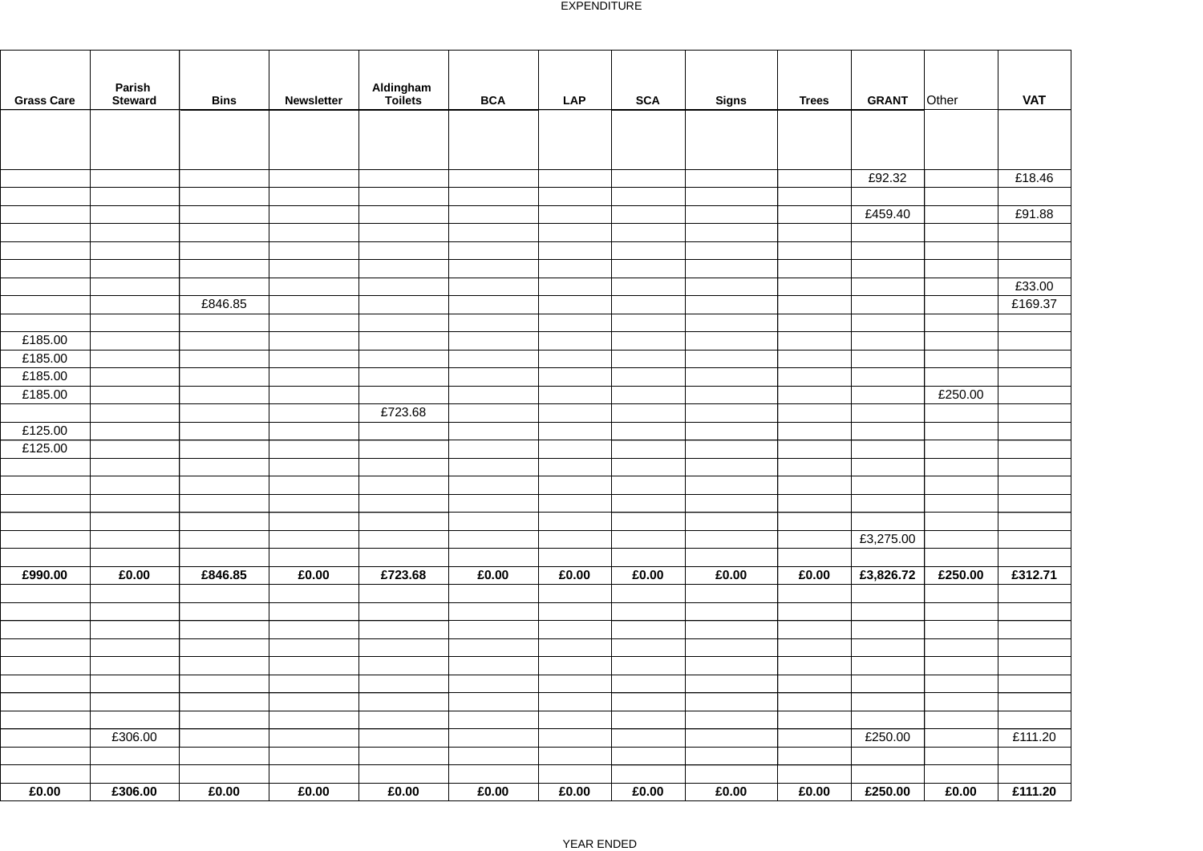EXPENDITURE

| Grass Care | Parish Steward | Bins | Newsletter | Aldingham Toilets | BCA | LAP | SCA | Signs | Trees | GRANT | Other | VAT |
|---|---|---|---|---|---|---|---|---|---|---|---|---|
| | | | | | | | | | | | | |
| | | | | | | | | | | £92.32 | | £18.46 |
| | | | | | | | | | | | | |
| | | | | | | | | | | £459.40 | | £91.88 |
| | | | | | | | | | | | | |
| | | | | | | | | | | | | |
| | | | | | | | | | | | | |
| | | | | | | | | | | | | £33.00 |
| | | £846.85 | | | | | | | | | | £169.37 |
| | | | | | | | | | | | | |
| £185.00 | | | | | | | | | | | | |
| £185.00 | | | | | | | | | | | | |
| £185.00 | | | | | | | | | | | | |
| £185.00 | | | | | | | | | | | £250.00 | |
| | | | | £723.68 | | | | | | | | |
| £125.00 | | | | | | | | | | | | |
| £125.00 | | | | | | | | | | | | |
| | | | | | | | | | | | | |
| | | | | | | | | | | | | |
| | | | | | | | | | | | | |
| | | | | | | | | | | | | |
| | | | | | | | | | | £3,275.00 | | |
| | | | | | | | | | | | | |
| **£990.00** | **£0.00** | **£846.85** | **£0.00** | **£723.68** | **£0.00** | **£0.00** | **£0.00** | **£0.00** | **£0.00** | **£3,826.72** | **£250.00** | **£312.71** |
| | | | | | | | | | | | | |
| | | | | | | | | | | | | |
| | | | | | | | | | | | | |
| | | | | | | | | | | | | |
| | | | | | | | | | | | | |
| | | | | | | | | | | | | |
| | | | | | | | | | | | | |
| | | | | | | | | | | | | |
| | £306.00 | | | | | | | | | £250.00 | | £111.20 |
| | | | | | | | | | | | | |
| | | | | | | | | | | | | |
| **£0.00** | **£306.00** | **£0.00** | **£0.00** | **£0.00** | **£0.00** | **£0.00** | **£0.00** | **£0.00** | **£0.00** | **£250.00** | **£0.00** | **£111.20** |

YEAR ENDED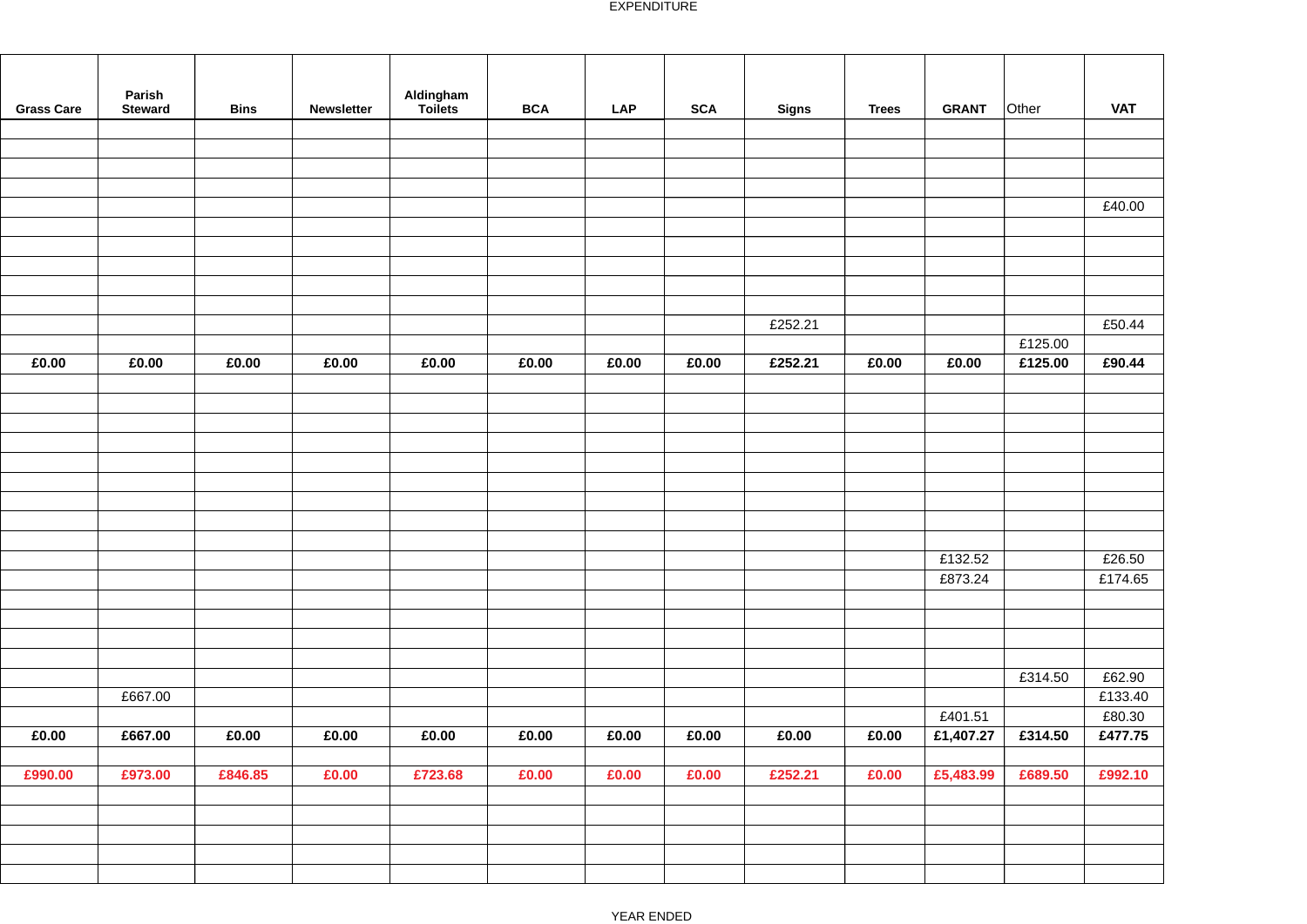# EXPENDITURE

| Grass Care | Parish Steward | Bins | Newsletter | Aldingham Toilets | BCA | LAP | SCA | Signs | Trees | GRANT | Other | VAT |
|---|---|---|---|---|---|---|---|---|---|---|---|---|
| | | | | | | | | | | | | |
| | | | | | | | | | | | | |
| | | | | | | | | | | | | |
| | | | | | | | | | | | | |
| | | | | | | | | | | | | £40.00 |
| | | | | | | | | | | | | |
| | | | | | | | | | | | | |
| | | | | | | | | | | | | |
| | | | | | | | | | | | | |
| | | | | | | | | | | | | |
| | | | | | | | | £252.21 | | | | £50.44 |
| | | | | | | | | | | | £125.00 | |
| **£0.00** | **£0.00** | **£0.00** | **£0.00** | **£0.00** | **£0.00** | **£0.00** | **£0.00** | **£252.21** | **£0.00** | **£0.00** | **£125.00** | **£90.44** |
| | | | | | | | | | | | | |
| | | | | | | | | | | | | |
| | | | | | | | | | | | | |
| | | | | | | | | | | | | |
| | | | | | | | | | | | | |
| | | | | | | | | | | | | |
| | | | | | | | | | | | | |
| | | | | | | | | | | | | |
| | | | | | | | | | | | | |
| | | | | | | | | | | £132.52 | | £26.50 |
| | | | | | | | | | | £873.24 | | £174.65 |
| | | | | | | | | | | | | |
| | | | | | | | | | | | | |
| | | | | | | | | | | | | |
| | | | | | | | | | | | | |
| | | | | | | | | | | | £314.50 | £62.90 |
| | £667.00 | | | | | | | | | | | £133.40 |
| | | | | | | | | | | £401.51 | | £80.30 |
| **£0.00** | **£667.00** | **£0.00** | **£0.00** | **£0.00** | **£0.00** | **£0.00** | **£0.00** | **£0.00** | **£0.00** | **£1,407.27** | **£314.50** | **£477.75** |
| | | | | | | | | | | | | |
| **£990.00** | **£973.00** | **£846.85** | **£0.00** | **£723.68** | **£0.00** | **£0.00** | **£0.00** | **£252.21** | **£0.00** | **£5,483.99** | **£689.50** | **£992.10** |
| | | | | | | | | | | | | |
| | | | | | | | | | | | | |
| | | | | | | | | | | | | |
| | | | | | | | | | | | | |
| | | | | | | | | | | | | |

YEAR ENDED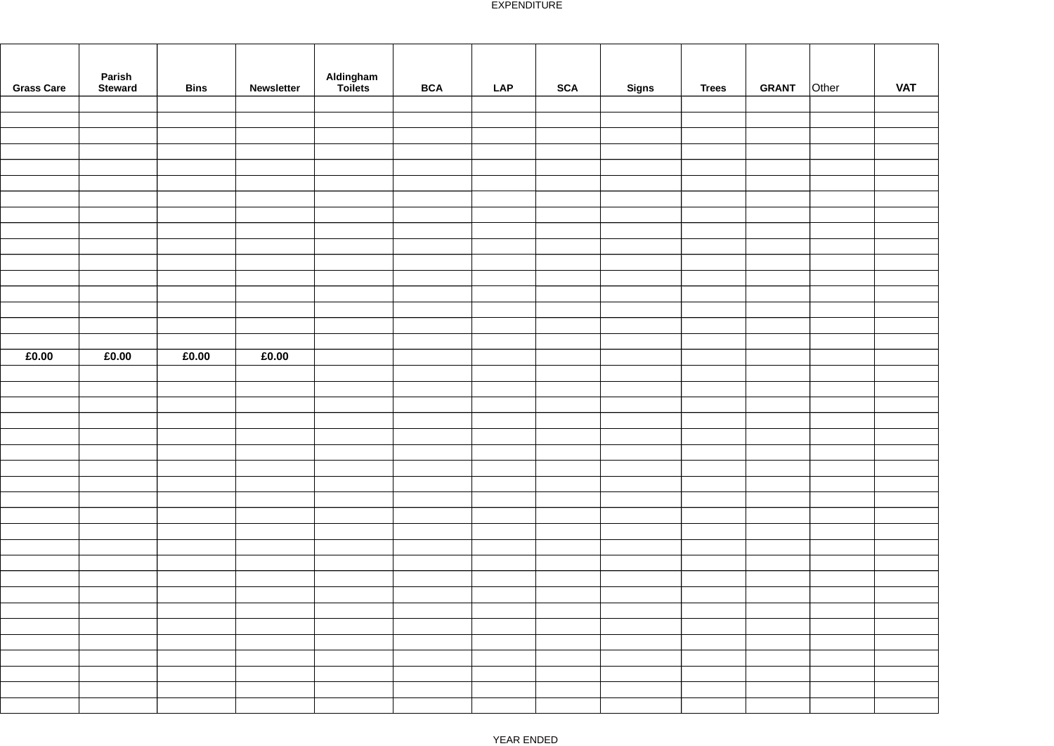EXPENDITURE

| Grass Care | Parish Steward | Bins | Newsletter | Aldingham Toilets | BCA | LAP | SCA | Signs | Trees | GRANT | Other | VAT |
|---|---|---|---|---|---|---|---|---|---|---|---|---|
| | | | | | | | | | | | | |
| | | | | | | | | | | | | |
| | | | | | | | | | | | | |
| | | | | | | | | | | | | |
| | | | | | | | | | | | | |
| | | | | | | | | | | | | |
| | | | | | | | | | | | | |
| | | | | | | | | | | | | |
| | | | | | | | | | | | | |
| | | | | | | | | | | | | |
| | | | | | | | | | | | | |
| | | | | | | | | | | | | |
| | | | | | | | | | | | | |
| | | | | | | | | | | | | |
| | | | | | | | | | | | | |
| | | | | | | | | | | | | |
| **£0.00** | **£0.00** | **£0.00** | **£0.00** | | | | | | | | | |
| | | | | | | | | | | | | |
| | | | | | | | | | | | | |
| | | | | | | | | | | | | |
| | | | | | | | | | | | | |
| | | | | | | | | | | | | |
| | | | | | | | | | | | | |
| | | | | | | | | | | | | |
| | | | | | | | | | | | | |
| | | | | | | | | | | | | |
| | | | | | | | | | | | | |
| | | | | | | | | | | | | |
| | | | | | | | | | | | | |
| | | | | | | | | | | | | |
| | | | | | | | | | | | | |
| | | | | | | | | | | | | |
| | | | | | | | | | | | | |
| | | | | | | | | | | | | |
| | | | | | | | | | | | | |
| | | | | | | | | | | | | |
| | | | | | | | | | | | | |
| | | | | | | | | | | | | |
| | | | | | | | | | | | | |

YEAR ENDED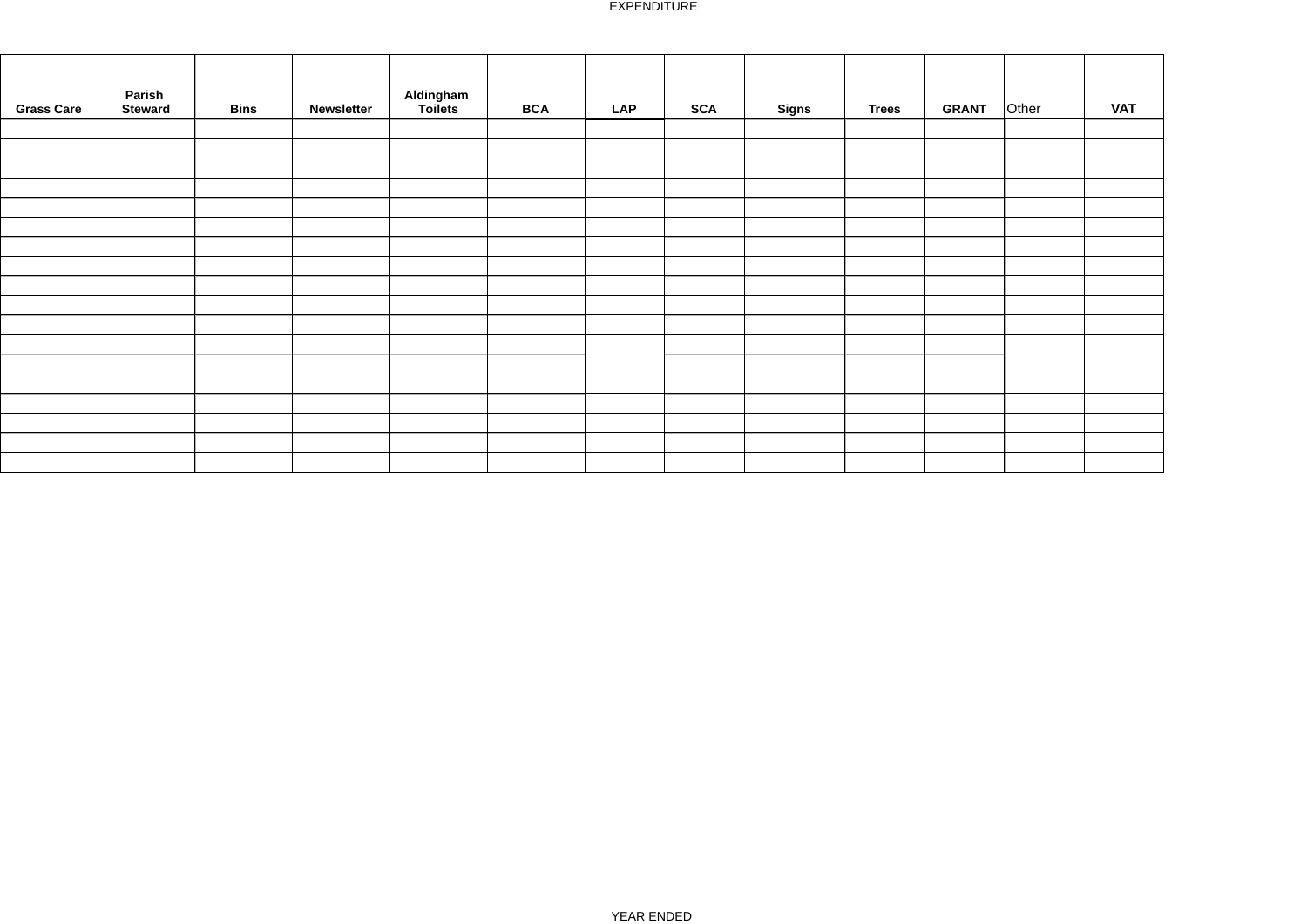EXPENDITURE

| Grass Care | Parish Steward | Bins | Newsletter | Aldingham Toilets | BCA | LAP | SCA | Signs | Trees | GRANT | Other | VAT |
|---|---|---|---|---|---|---|---|---|---|---|---|---|
| | | | | | | | | | | | | |
| | | | | | | | | | | | | |
| | | | | | | | | | | | | |
| | | | | | | | | | | | | |
| | | | | | | | | | | | | |
| | | | | | | | | | | | | |
| | | | | | | | | | | | | |
| | | | | | | | | | | | | |
| | | | | | | | | | | | | |
| | | | | | | | | | | | | |
| | | | | | | | | | | | | |
| | | | | | | | | | | | | |
| | | | | | | | | | | | | |
| | | | | | | | | | | | | |
| | | | | | | | | | | | | |
| | | | | | | | | | | | | |
| | | | | | | | | | | | | |
| | | | | | | | | | | | | |

YEAR ENDED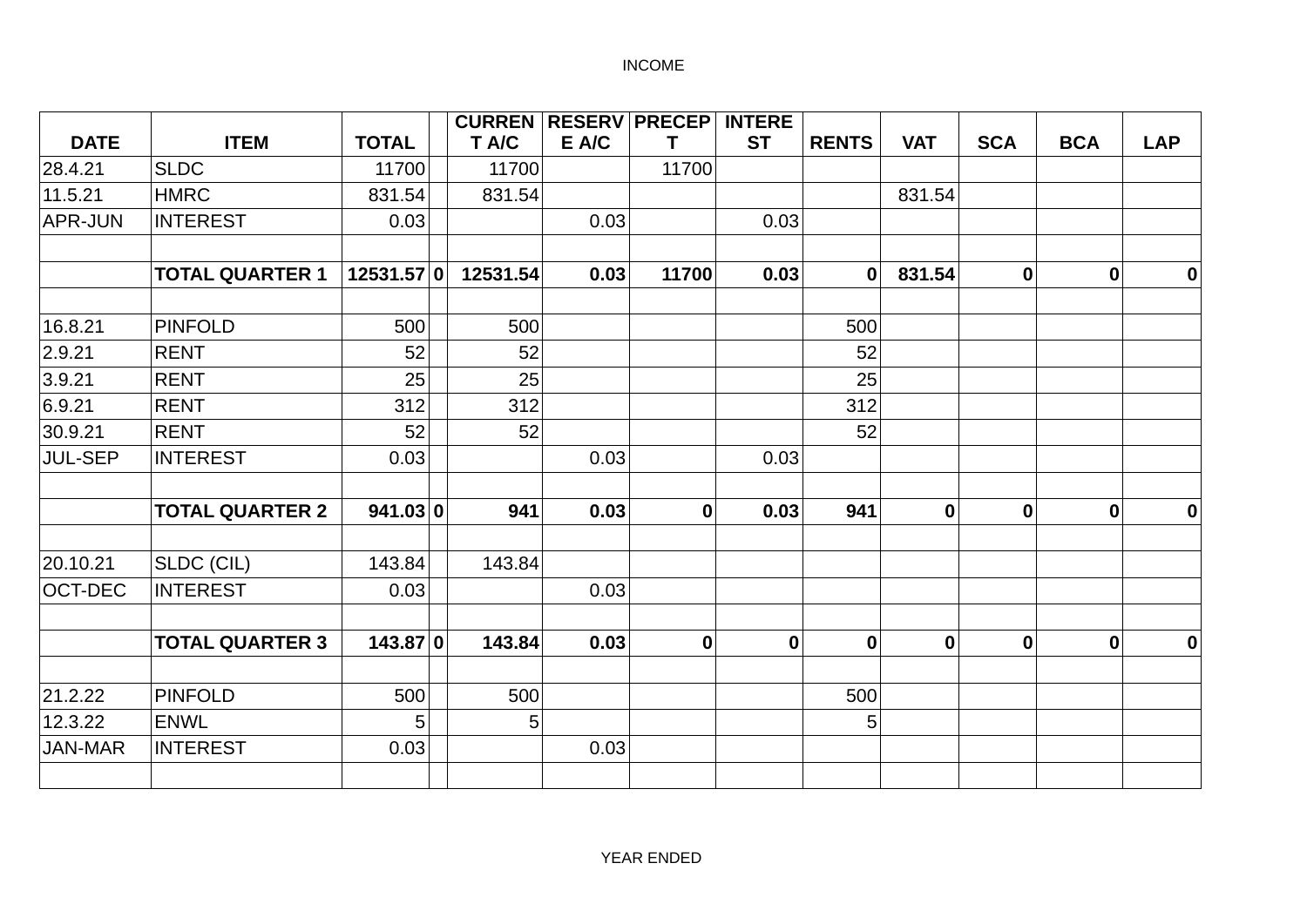INCOME

| DATE | ITEM | TOTAL | | CURRENT A/C | RESERVE A/C | PRECEPT | INTEREST | RENTS | VAT | SCA | BCA | LAP |
|---|---|---|---|---|---|---|---|---|---|---|---|---|
| 28.4.21 | SLDC | 11700 | | 11700 | | 11700 | | | | | | |
| 11.5.21 | HMRC | 831.54 | | 831.54 | | | | | 831.54 | | | |
| APR-JUN | INTEREST | 0.03 | | | 0.03 | | 0.03 | | | | | |
| | | | | | | | | | | | | |
| | **TOTAL QUARTER 1** | **12531.57** | **0** | **12531.54** | **0.03** | **11700** | **0.03** | **0** | **831.54** | **0** | **0** | **0** |
| | | | | | | | | | | | | |
| 16.8.21 | PINFOLD | 500 | | 500 | | | | 500 | | | | |
| 2.9.21 | RENT | 52 | | 52 | | | | 52 | | | | |
| 3.9.21 | RENT | 25 | | 25 | | | | 25 | | | | |
| 6.9.21 | RENT | 312 | | 312 | | | | 312 | | | | |
| 30.9.21 | RENT | 52 | | 52 | | | | 52 | | | | |
| JUL-SEP | INTEREST | 0.03 | | | 0.03 | | 0.03 | | | | | |
| | | | | | | | | | | | | |
| | **TOTAL QUARTER 2** | **941.03** | **0** | **941** | **0.03** | **0** | **0.03** | **941** | **0** | **0** | **0** | **0** |
| | | | | | | | | | | | | |
| 20.10.21 | SLDC (CIL) | 143.84 | | 143.84 | | | | | | | | |
| OCT-DEC | INTEREST | 0.03 | | | 0.03 | | | | | | | |
| | | | | | | | | | | | | |
| | **TOTAL QUARTER 3** | **143.87** | **0** | **143.84** | **0.03** | **0** | **0** | **0** | **0** | **0** | **0** | **0** |
| | | | | | | | | | | | | |
| 21.2.22 | PINFOLD | 500 | | 500 | | | | 500 | | | | |
| 12.3.22 | ENWL | 5 | | 5 | | | | 5 | | | | |
| JAN-MAR | INTEREST | 0.03 | | | 0.03 | | | | | | | |
| | | | | | | | | | | | | |

YEAR ENDED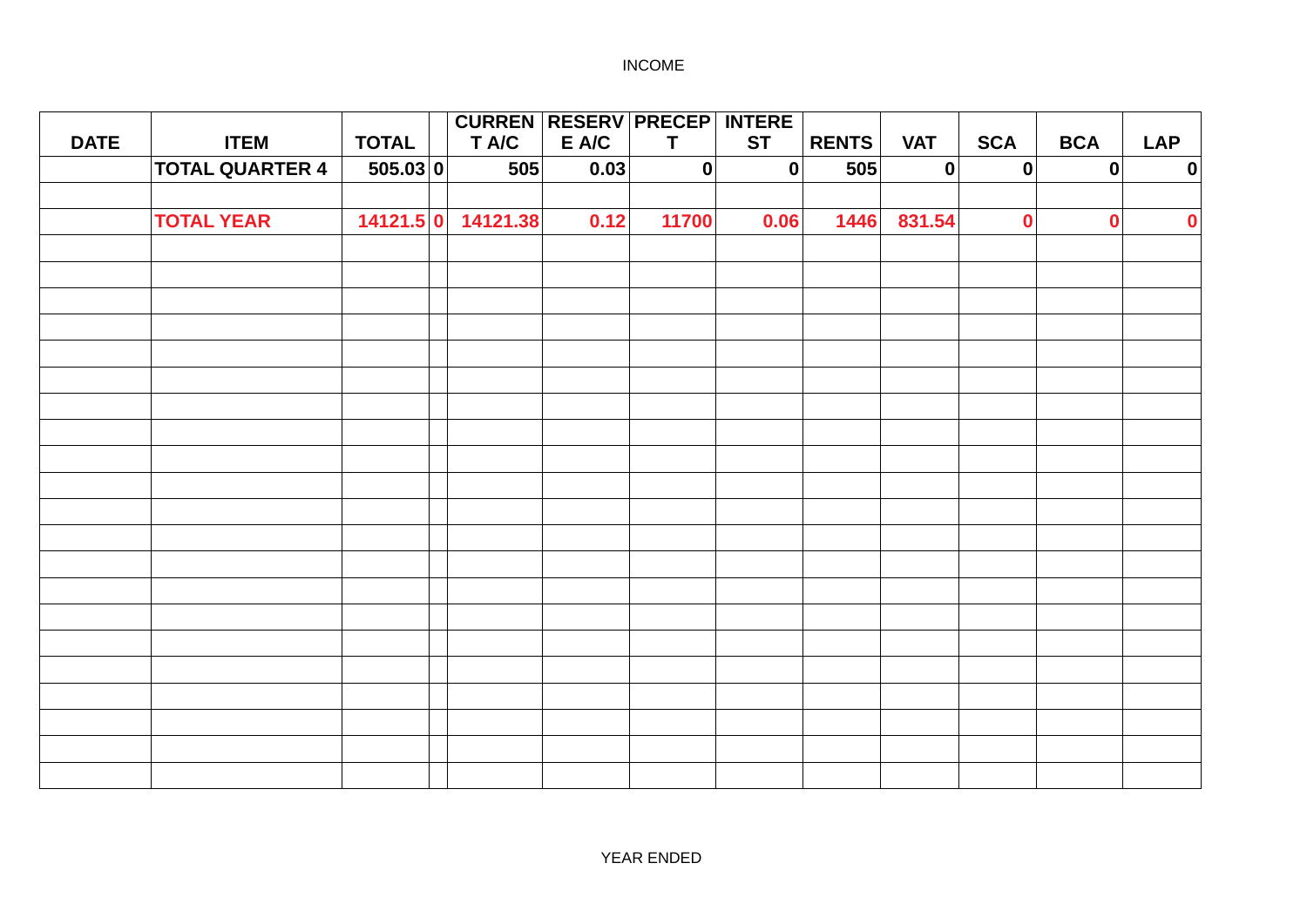INCOME

| DATE | ITEM | TOTAL | | CURRENT A/C | RESERVE A/C | PRECEPT | INTEREST | RENTS | VAT | SCA | BCA | LAP |
|---|---|---|---|---|---|---|---|---|---|---|---|---|
| | **TOTAL QUARTER 4** | **505.03** | **0** | **505** | **0.03** | **0** | **0** | **505** | **0** | **0** | **0** | **0** |
| | | | | | | | | | | | | |
| | **TOTAL YEAR** | **14121.5** | **0** | **14121.38** | **0.12** | **11700** | **0.06** | **1446** | **831.54** | **0** | **0** | **0** |
| | | | | | | | | | | | | |
| | | | | | | | | | | | | |
| | | | | | | | | | | | | |
| | | | | | | | | | | | | |
| | | | | | | | | | | | | |
| | | | | | | | | | | | | |
| | | | | | | | | | | | | |
| | | | | | | | | | | | | |
| | | | | | | | | | | | | |
| | | | | | | | | | | | | |
| | | | | | | | | | | | | |
| | | | | | | | | | | | | |
| | | | | | | | | | | | | |
| | | | | | | | | | | | | |
| | | | | | | | | | | | | |
| | | | | | | | | | | | | |
| | | | | | | | | | | | | |
| | | | | | | | | | | | | |
| | | | | | | | | | | | | |
| | | | | | | | | | | | | |
| | | | | | | | | | | | | |

YEAR ENDED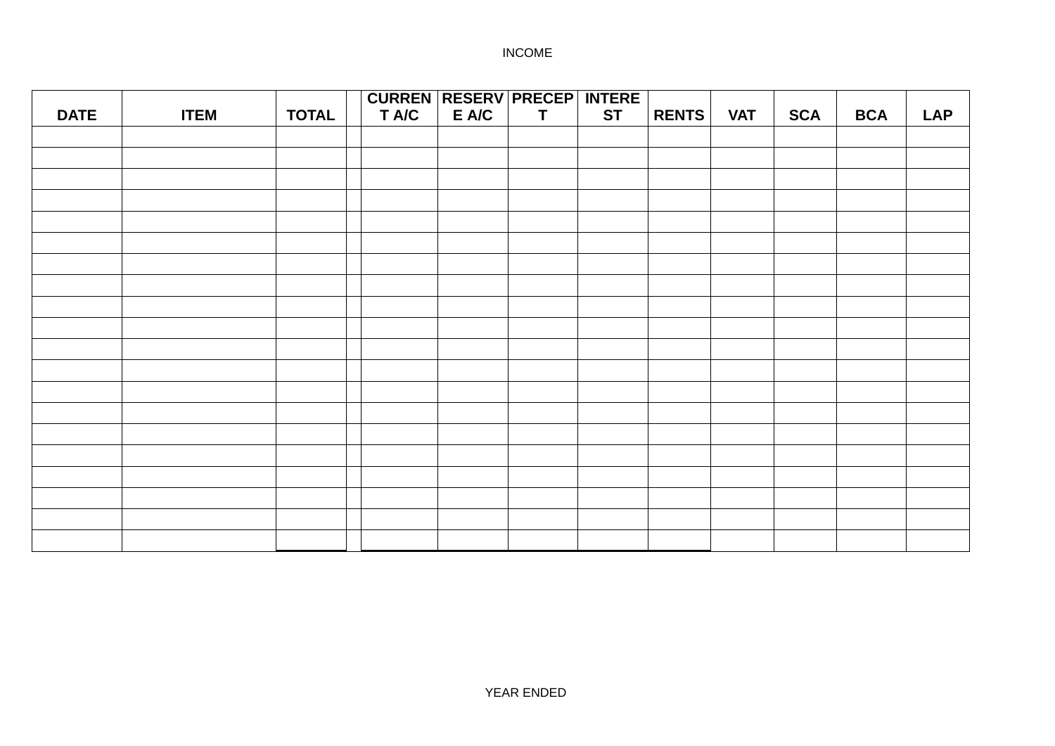INCOME

| DATE | ITEM | TOTAL | | CURRENT A/C | RESERVE A/C | PRECEPT | INTEREST | RENTS | VAT | SCA | BCA | LAP |
|---|---|---|---|---|---|---|---|---|---|---|---|---|
| | | | | | | | | | | | | |
| | | | | | | | | | | | | |
| | | | | | | | | | | | | |
| | | | | | | | | | | | | |
| | | | | | | | | | | | | |
| | | | | | | | | | | | | |
| | | | | | | | | | | | | |
| | | | | | | | | | | | | |
| | | | | | | | | | | | | |
| | | | | | | | | | | | | |
| | | | | | | | | | | | | |
| | | | | | | | | | | | | |
| | | | | | | | | | | | | |
| | | | | | | | | | | | | |
| | | | | | | | | | | | | |
| | | | | | | | | | | | | |
| | | | | | | | | | | | | |
| | | | | | | | | | | | | |
| | | | | | | | | | | | | |
| | | | | | | | | | | | | |

YEAR ENDED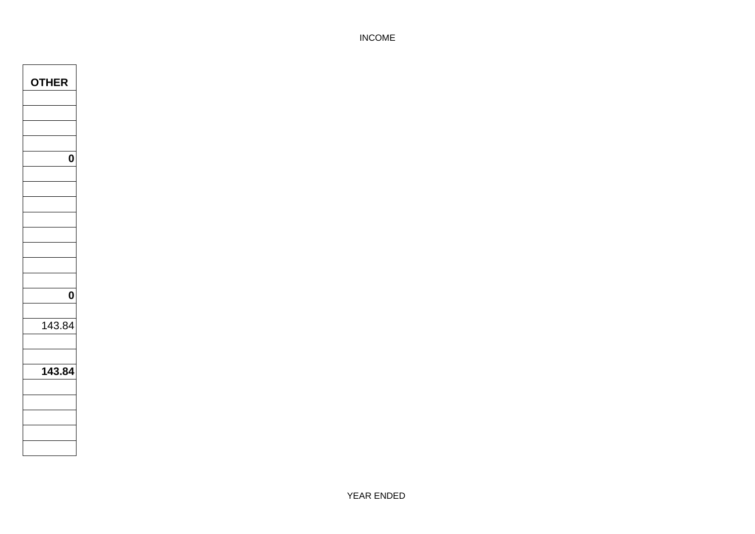INCOME

| **OTHER** |
|---:|
| |
| |
| |
| |
| **0** |
| |
| |
| |
| |
| |
| |
| |
| |
| **0** |
| |
| 143.84 |
| |
| |
| **143.84** |
| |
| |
| |
| |
| |

YEAR ENDED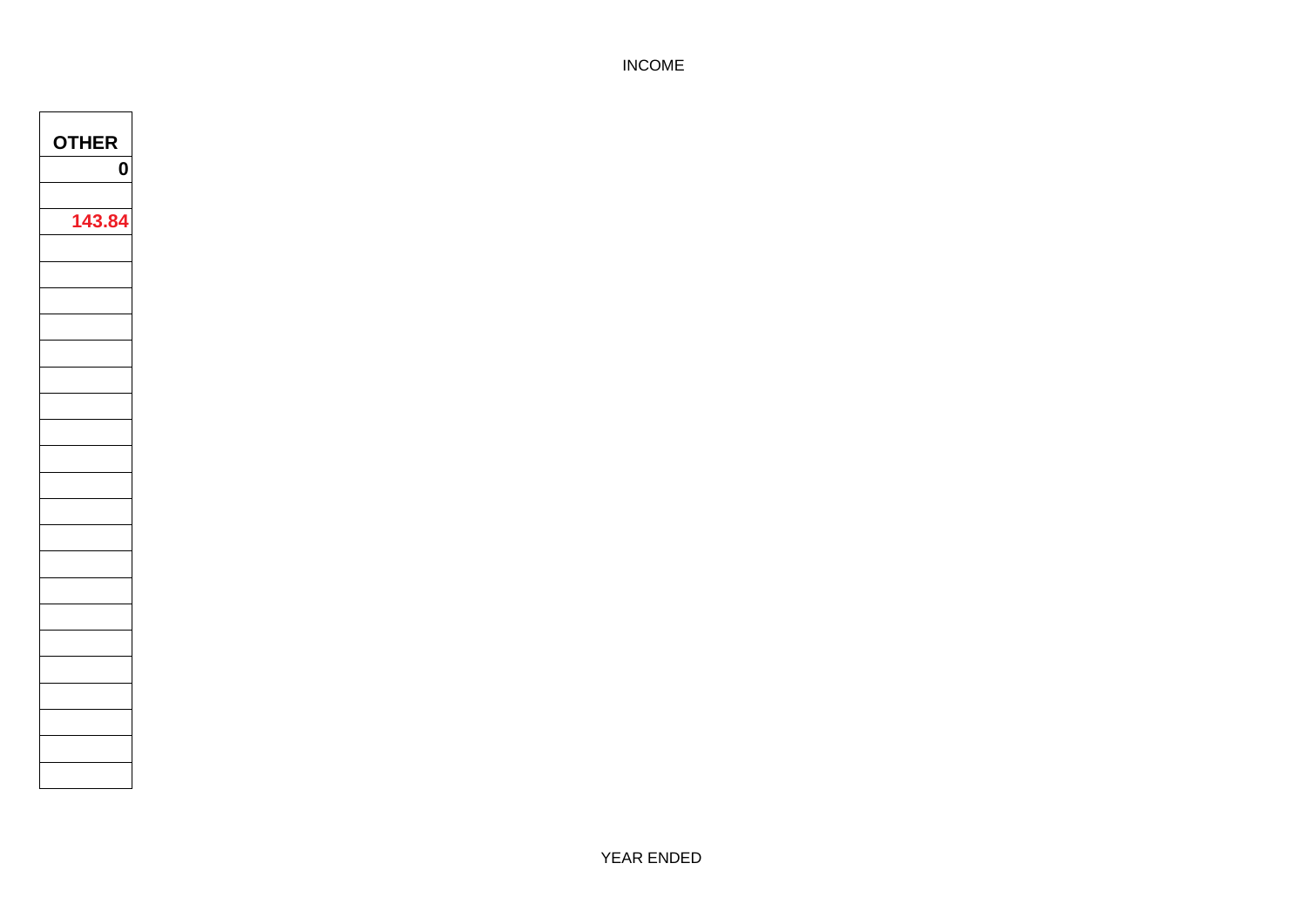INCOME

| OTHER |
|---|
| **0** |
| |
| **143.84** |
| |
| |
| |
| |
| |
| |
| |
| |
| |
| |
| |
| |
| |
| |
| |
| |
| |
| |
| |
| |

YEAR ENDED